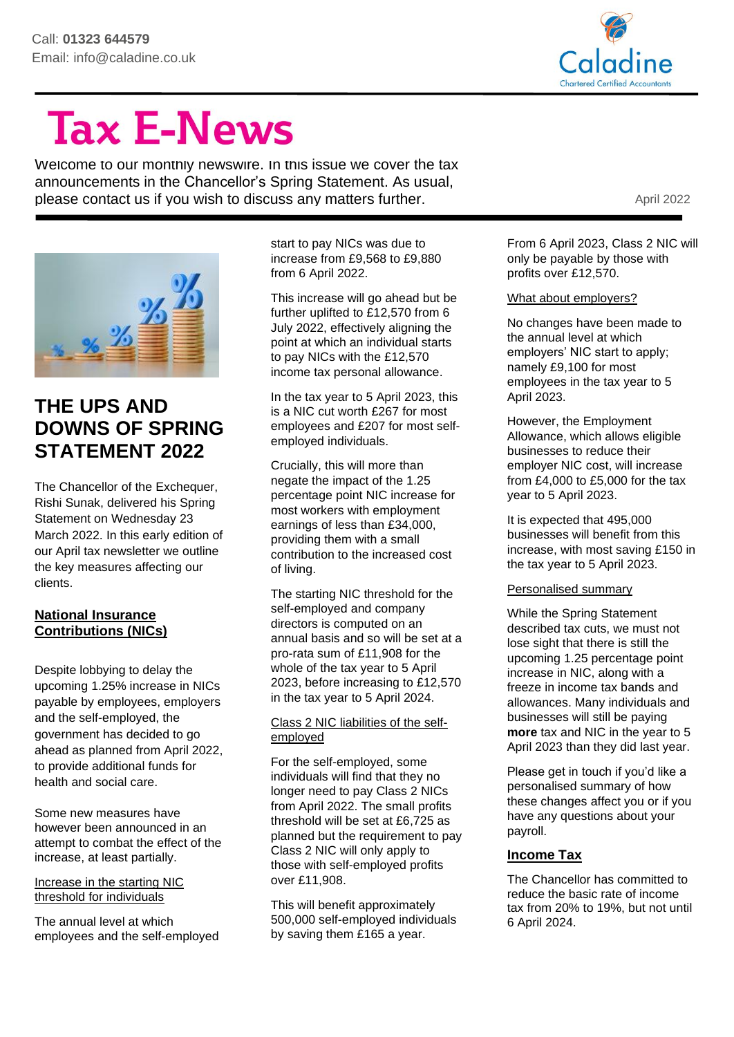Call: **01323 644579**
Email: info@caladine.co.uk

Caladine
Chartered Certified Accountants

# Tax E-News

Welcome to our monthly newswire. In this issue we cover the tax announcements in the Chancellor's Spring Statement. As usual, please contact us if you wish to discuss any matters further.

April 2022

## THE UPS AND DOWNS OF SPRING STATEMENT 2022

The Chancellor of the Exchequer, Rishi Sunak, delivered his Spring Statement on Wednesday 23 March 2022. In this early edition of our April tax newsletter we outline the key measures affecting our clients.

### National Insurance Contributions (NICs)

Despite lobbying to delay the upcoming 1.25% increase in NICs payable by employees, employers and the self-employed, the government has decided to go ahead as planned from April 2022, to provide additional funds for health and social care.

Some new measures have however been announced in an attempt to combat the effect of the increase, at least partially.

Increase in the starting NIC threshold for individuals

The annual level at which employees and the self-employed start to pay NICs was due to increase from £9,568 to £9,880 from 6 April 2022.

This increase will go ahead but be further uplifted to £12,570 from 6 July 2022, effectively aligning the point at which an individual starts to pay NICs with the £12,570 income tax personal allowance.

In the tax year to 5 April 2023, this is a NIC cut worth £267 for most employees and £207 for most self-employed individuals.

Crucially, this will more than negate the impact of the 1.25 percentage point NIC increase for most workers with employment earnings of less than £34,000, providing them with a small contribution to the increased cost of living.

The starting NIC threshold for the self-employed and company directors is computed on an annual basis and so will be set at a pro-rata sum of £11,908 for the whole of the tax year to 5 April 2023, before increasing to £12,570 in the tax year to 5 April 2024.

Class 2 NIC liabilities of the self-employed

For the self-employed, some individuals will find that they no longer need to pay Class 2 NICs from April 2022. The small profits threshold will be set at £6,725 as planned but the requirement to pay Class 2 NIC will only apply to those with self-employed profits over £11,908.

This will benefit approximately 500,000 self-employed individuals by saving them £165 a year.

From 6 April 2023, Class 2 NIC will only be payable by those with profits over £12,570.

What about employers?

No changes have been made to the annual level at which employers' NIC start to apply; namely £9,100 for most employees in the tax year to 5 April 2023.

However, the Employment Allowance, which allows eligible businesses to reduce their employer NIC cost, will increase from £4,000 to £5,000 for the tax year to 5 April 2023.

It is expected that 495,000 businesses will benefit from this increase, with most saving £150 in the tax year to 5 April 2023.

Personalised summary

While the Spring Statement described tax cuts, we must not lose sight that there is still the upcoming 1.25 percentage point increase in NIC, along with a freeze in income tax bands and allowances. Many individuals and businesses will still be paying **more** tax and NIC in the year to 5 April 2023 than they did last year.

Please get in touch if you'd like a personalised summary of how these changes affect you or if you have any questions about your payroll.

### Income Tax

The Chancellor has committed to reduce the basic rate of income tax from 20% to 19%, but not until 6 April 2024.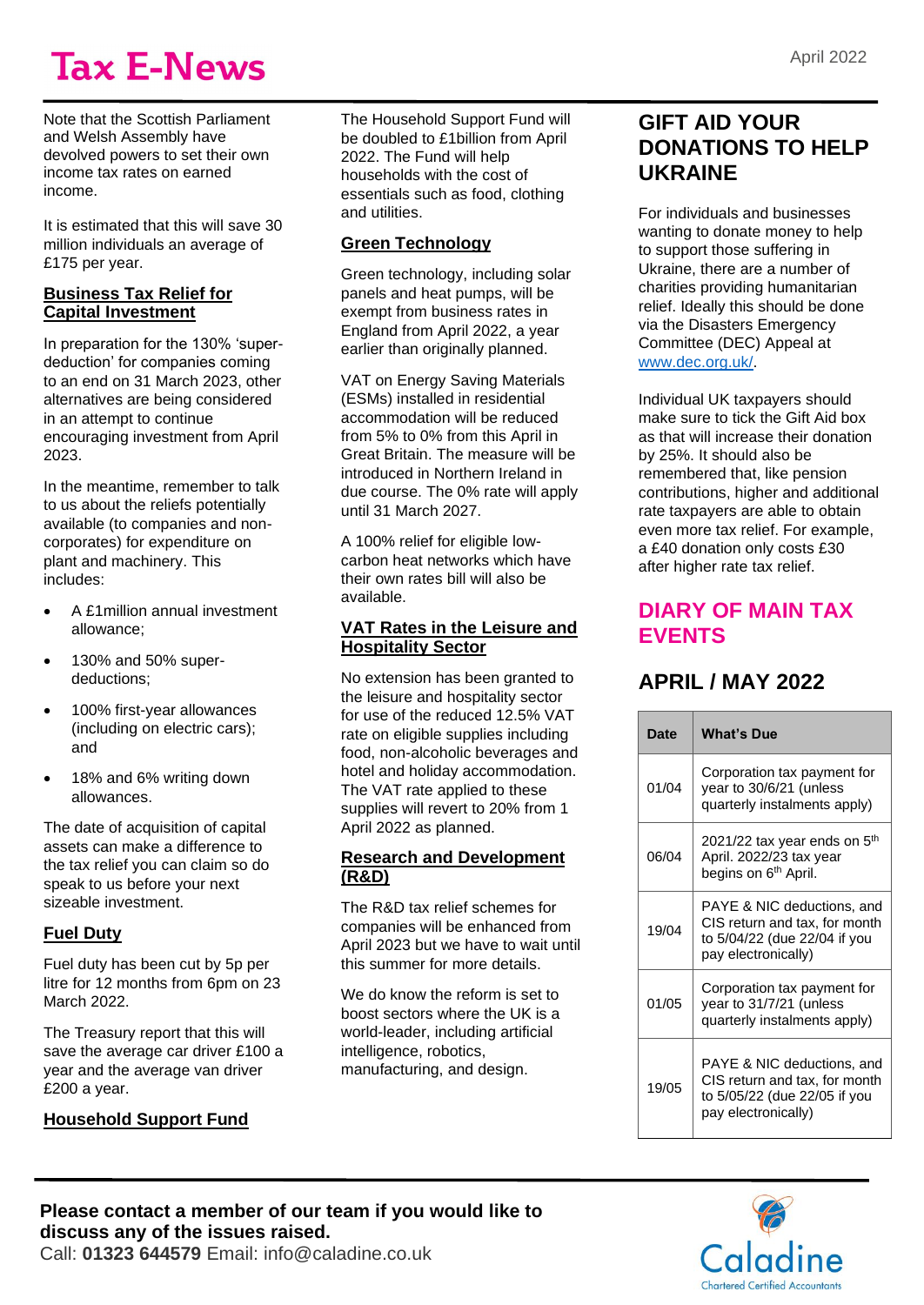Note that the Scottish Parliament and Welsh Assembly have devolved powers to set their own income tax rates on earned income.

It is estimated that this will save 30 million individuals an average of £175 per year.

### Business Tax Relief for Capital Investment

In preparation for the 130% 'super-deduction' for companies coming to an end on 31 March 2023, other alternatives are being considered in an attempt to continue encouraging investment from April 2023.

In the meantime, remember to talk to us about the reliefs potentially available (to companies and non-corporates) for expenditure on plant and machinery. This includes:

- A £1million annual investment allowance;
- 130% and 50% super-deductions;
- 100% first-year allowances (including on electric cars); and
- 18% and 6% writing down allowances.

The date of acquisition of capital assets can make a difference to the tax relief you can claim so do speak to us before your next sizeable investment.

### Fuel Duty

Fuel duty has been cut by 5p per litre for 12 months from 6pm on 23 March 2022.

The Treasury report that this will save the average car driver £100 a year and the average van driver £200 a year.

### Household Support Fund

The Household Support Fund will be doubled to £1billion from April 2022. The Fund will help households with the cost of essentials such as food, clothing and utilities.

### Green Technology

Green technology, including solar panels and heat pumps, will be exempt from business rates in England from April 2022, a year earlier than originally planned.

VAT on Energy Saving Materials (ESMs) installed in residential accommodation will be reduced from 5% to 0% from this April in Great Britain. The measure will be introduced in Northern Ireland in due course. The 0% rate will apply until 31 March 2027.

A 100% relief for eligible low-carbon heat networks which have their own rates bill will also be available.

### VAT Rates in the Leisure and Hospitality Sector

No extension has been granted to the leisure and hospitality sector for use of the reduced 12.5% VAT rate on eligible supplies including food, non-alcoholic beverages and hotel and holiday accommodation. The VAT rate applied to these supplies will revert to 20% from 1 April 2022 as planned.

### Research and Development (R&D)

The R&D tax relief schemes for companies will be enhanced from April 2023 but we have to wait until this summer for more details.

We do know the reform is set to boost sectors where the UK is a world-leader, including artificial intelligence, robotics, manufacturing, and design.

## GIFT AID YOUR DONATIONS TO HELP UKRAINE

For individuals and businesses wanting to donate money to help to support those suffering in Ukraine, there are a number of charities providing humanitarian relief. Ideally this should be done via the Disasters Emergency Committee (DEC) Appeal at www.dec.org.uk/.

Individual UK taxpayers should make sure to tick the Gift Aid box as that will increase their donation by 25%. It should also be remembered that, like pension contributions, higher and additional rate taxpayers are able to obtain even more tax relief. For example, a £40 donation only costs £30 after higher rate tax relief.

## DIARY OF MAIN TAX EVENTS

## APRIL / MAY 2022

| Date | What's Due |
|---|---|
| 01/04 | Corporation tax payment for year to 30/6/21 (unless quarterly instalments apply) |
| 06/04 | 2021/22 tax year ends on 5th April. 2022/23 tax year begins on 6th April. |
| 19/04 | PAYE & NIC deductions, and CIS return and tax, for month to 5/04/22 (due 22/04 if you pay electronically) |
| 01/05 | Corporation tax payment for year to 31/7/21 (unless quarterly instalments apply) |
| 19/05 | PAYE & NIC deductions, and CIS return and tax, for month to 5/05/22 (due 22/05 if you pay electronically) |

**Please contact a member of our team if you would like to discuss any of the issues raised.**
Call: **01323 644579** Email: info@caladine.co.uk

Caladine
Chartered Certified Accountants